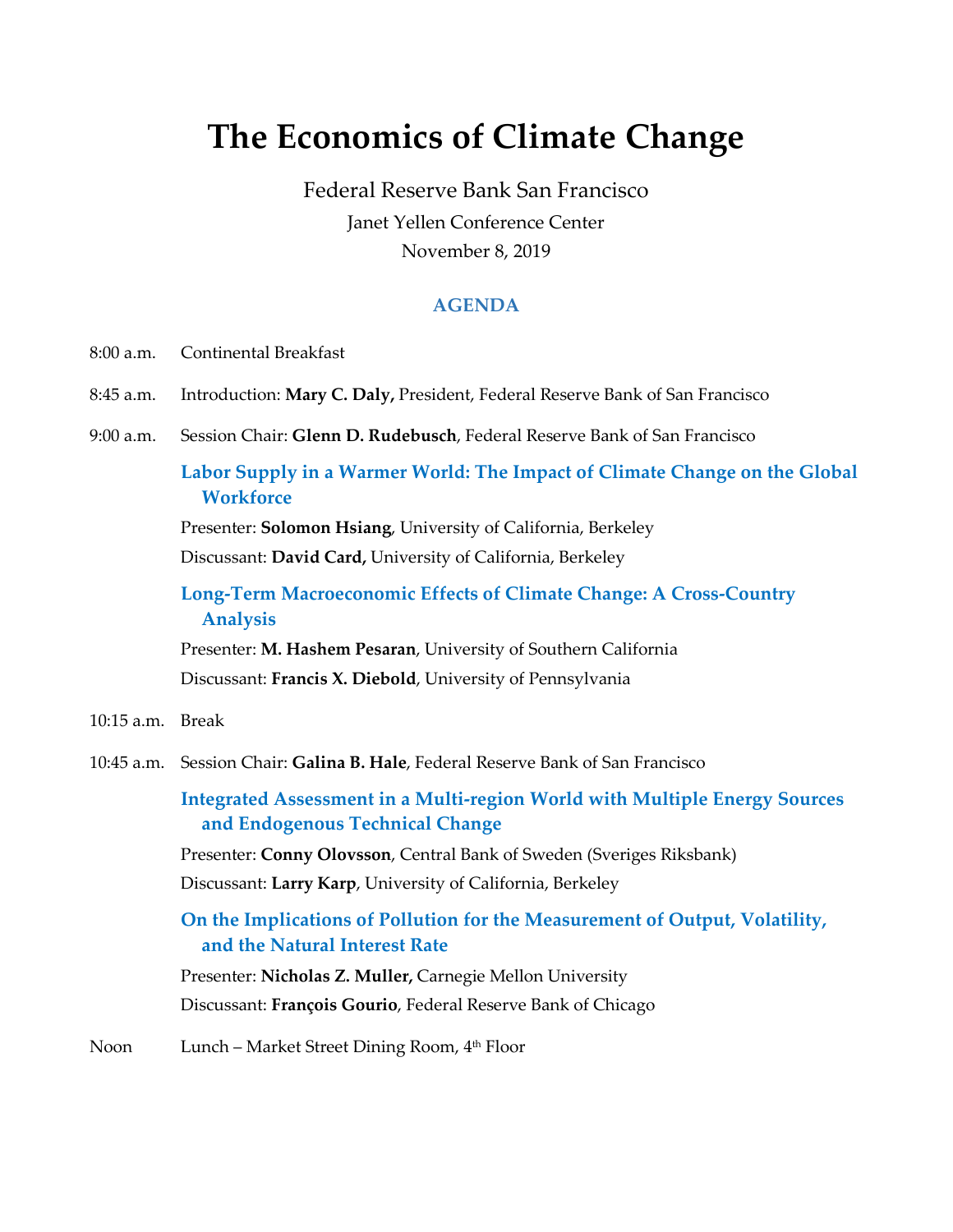# The Economics of Climate Change

Federal Reserve Bank San Francisco

Janet Yellen Conference Center

November 8, 2019

## AGENDA

8:00 a.m. Continental Breakfast

8:45 a.m. Introduction: **Mary C. Daly,** President, Federal Reserve Bank of San Francisco

9:00 a.m. Session Chair: **Glenn D. Rudebusch**, Federal Reserve Bank of San Francisco

**Labor Supply in a Warmer World: The Impact of Climate Change on the Global Workforce**

Presenter: **Solomon Hsiang**, University of California, Berkeley

Discussant: **David Card,** University of California, Berkeley

**Long-Term Macroeconomic Effects of Climate Change: A Cross-Country Analysis**

Presenter: **M. Hashem Pesaran**, University of Southern California

Discussant: **Francis X. Diebold**, University of Pennsylvania

10:15 a.m. Break

10:45 a.m. Session Chair: **Galina B. Hale**, Federal Reserve Bank of San Francisco

**Integrated Assessment in a Multi-region World with Multiple Energy Sources and Endogenous Technical Change**

Presenter: **Conny Olovsson**, Central Bank of Sweden (Sveriges Riksbank)

Discussant: **Larry Karp**, University of California, Berkeley

**On the Implications of Pollution for the Measurement of Output, Volatility, and the Natural Interest Rate**

Presenter: **Nicholas Z. Muller,** Carnegie Mellon University

Discussant: **François Gourio**, Federal Reserve Bank of Chicago

Noon Lunch – Market Street Dining Room, 4th Floor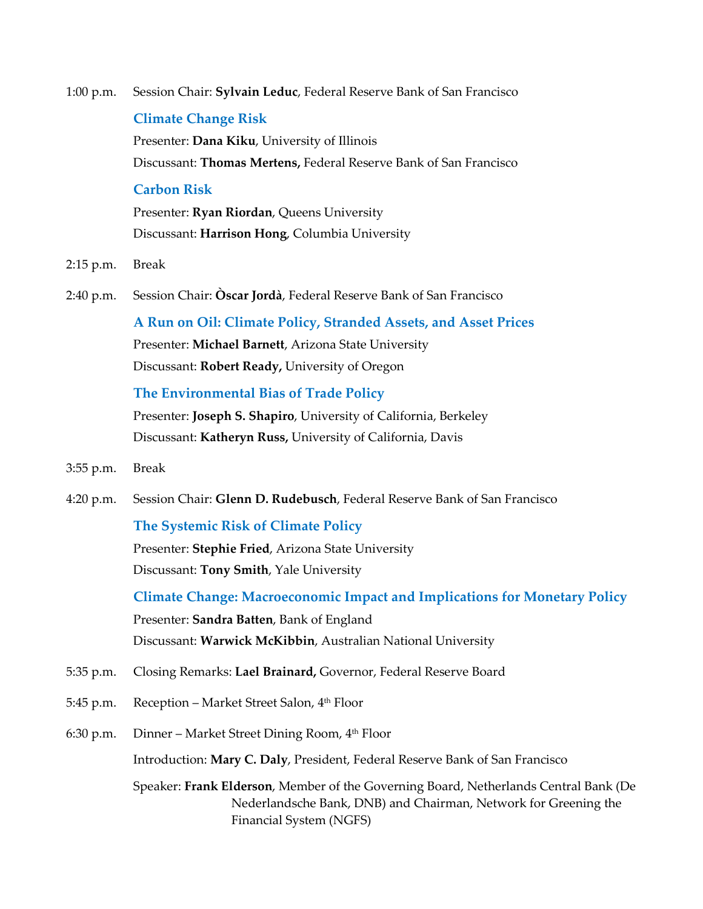1:00 p.m. Session Chair: **Sylvain Leduc**, Federal Reserve Bank of San Francisco

### Climate Change Risk

Presenter: **Dana Kiku**, University of Illinois

Discussant: **Thomas Mertens,** Federal Reserve Bank of San Francisco

### Carbon Risk

Presenter: **Ryan Riordan**, Queens University

Discussant: **Harrison Hong**, Columbia University

2:15 p.m. Break

2:40 p.m. Session Chair: **Òscar Jordà**, Federal Reserve Bank of San Francisco

### A Run on Oil: Climate Policy, Stranded Assets, and Asset Prices

Presenter: **Michael Barnett**, Arizona State University

Discussant: **Robert Ready,** University of Oregon

### The Environmental Bias of Trade Policy

Presenter: **Joseph S. Shapiro**, University of California, Berkeley

Discussant: **Katheryn Russ,** University of California, Davis

3:55 p.m. Break

4:20 p.m. Session Chair: **Glenn D. Rudebusch**, Federal Reserve Bank of San Francisco

### The Systemic Risk of Climate Policy

Presenter: **Stephie Fried**, Arizona State University

Discussant: **Tony Smith**, Yale University

### Climate Change: Macroeconomic Impact and Implications for Monetary Policy

Presenter: **Sandra Batten**, Bank of England

Discussant: **Warwick McKibbin**, Australian National University

5:35 p.m. Closing Remarks: **Lael Brainard,** Governor, Federal Reserve Board

5:45 p.m. Reception – Market Street Salon, 4th Floor

6:30 p.m. Dinner – Market Street Dining Room, 4th Floor

Introduction: **Mary C. Daly**, President, Federal Reserve Bank of San Francisco

Speaker: **Frank Elderson**, Member of the Governing Board, Netherlands Central Bank (De Nederlandsche Bank, DNB) and Chairman, Network for Greening the Financial System (NGFS)